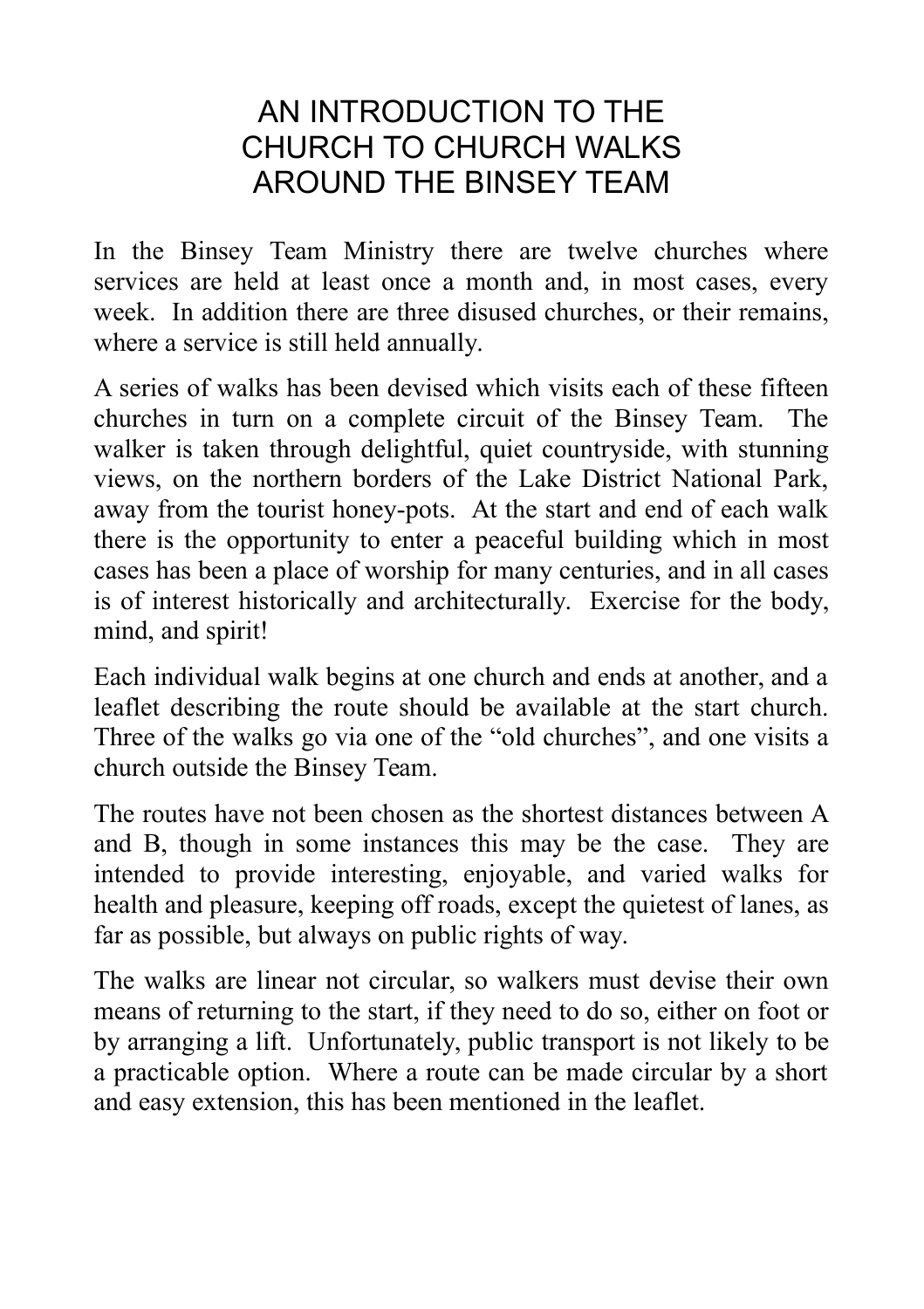# AN INTRODUCTION TO THE CHURCH TO CHURCH WALKS AROUND THE BINSEY TEAM

In the Binsey Team Ministry there are twelve churches where services are held at least once a month and, in most cases, every week. In addition there are three disused churches, or their remains, where a service is still held annually.

A series of walks has been devised which visits each of these fifteen churches in turn on a complete circuit of the Binsey Team. The walker is taken through delightful, quiet countryside, with stunning views, on the northern borders of the Lake District National Park, away from the tourist honey-pots. At the start and end of each walk there is the opportunity to enter a peaceful building which in most cases has been a place of worship for many centuries, and in all cases is of interest historically and architecturally. Exercise for the body, mind, and spirit!

Each individual walk begins at one church and ends at another, and a leaflet describing the route should be available at the start church. Three of the walks go via one of the "old churches", and one visits a church outside the Binsey Team.

The routes have not been chosen as the shortest distances between A and B, though in some instances this may be the case. They are intended to provide interesting, enjoyable, and varied walks for health and pleasure, keeping off roads, except the quietest of lanes, as far as possible, but always on public rights of way.

The walks are linear not circular, so walkers must devise their own means of returning to the start, if they need to do so, either on foot or by arranging a lift. Unfortunately, public transport is not likely to be a practicable option. Where a route can be made circular by a short and easy extension, this has been mentioned in the leaflet.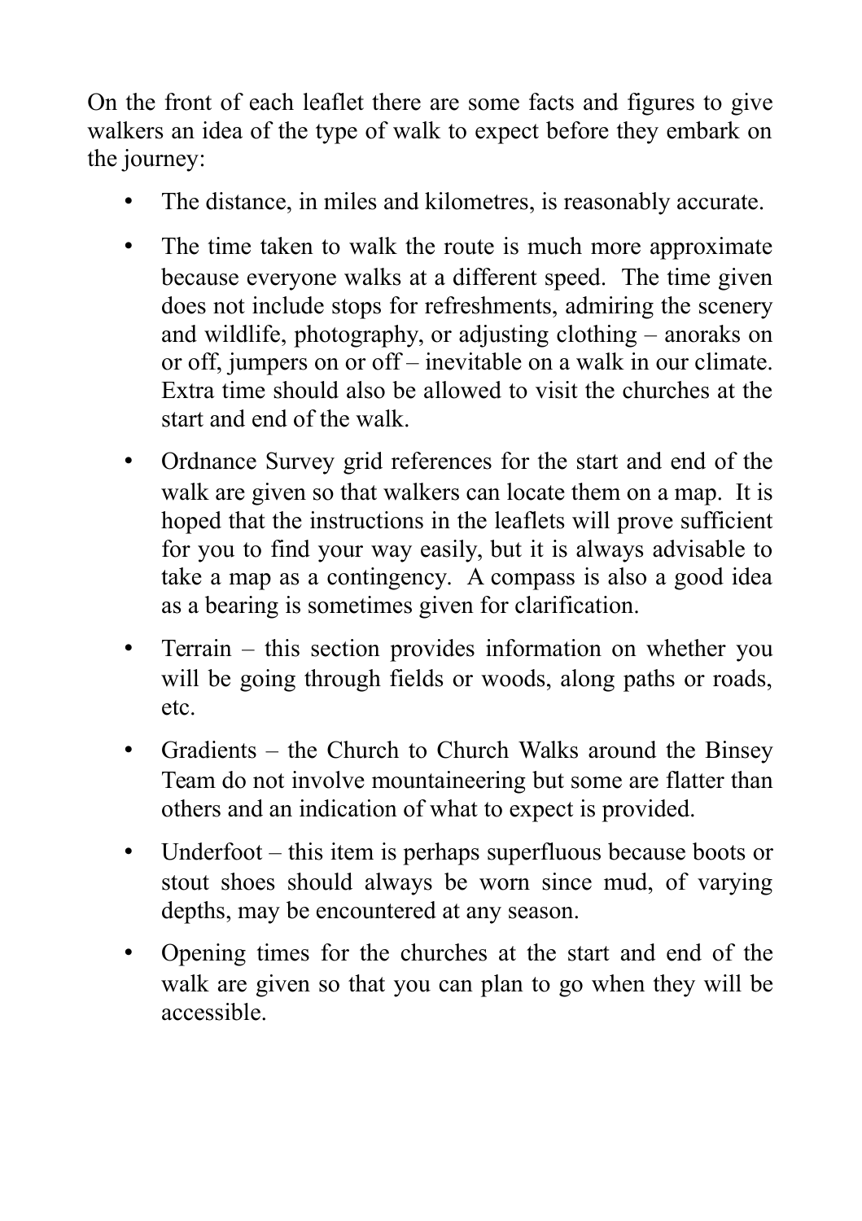On the front of each leaflet there are some facts and figures to give walkers an idea of the type of walk to expect before they embark on the journey:

- The distance, in miles and kilometres, is reasonably accurate.
- The time taken to walk the route is much more approximate because everyone walks at a different speed. The time given does not include stops for refreshments, admiring the scenery and wildlife, photography, or adjusting clothing – anoraks on or off, jumpers on or off – inevitable on a walk in our climate. Extra time should also be allowed to visit the churches at the start and end of the walk.
- Ordnance Survey grid references for the start and end of the walk are given so that walkers can locate them on a map. It is hoped that the instructions in the leaflets will prove sufficient for you to find your way easily, but it is always advisable to take a map as a contingency. A compass is also a good idea as a bearing is sometimes given for clarification.
- Terrain – this section provides information on whether you will be going through fields or woods, along paths or roads, etc.
- Gradients – the Church to Church Walks around the Binsey Team do not involve mountaineering but some are flatter than others and an indication of what to expect is provided.
- Underfoot – this item is perhaps superfluous because boots or stout shoes should always be worn since mud, of varying depths, may be encountered at any season.
- Opening times for the churches at the start and end of the walk are given so that you can plan to go when they will be accessible.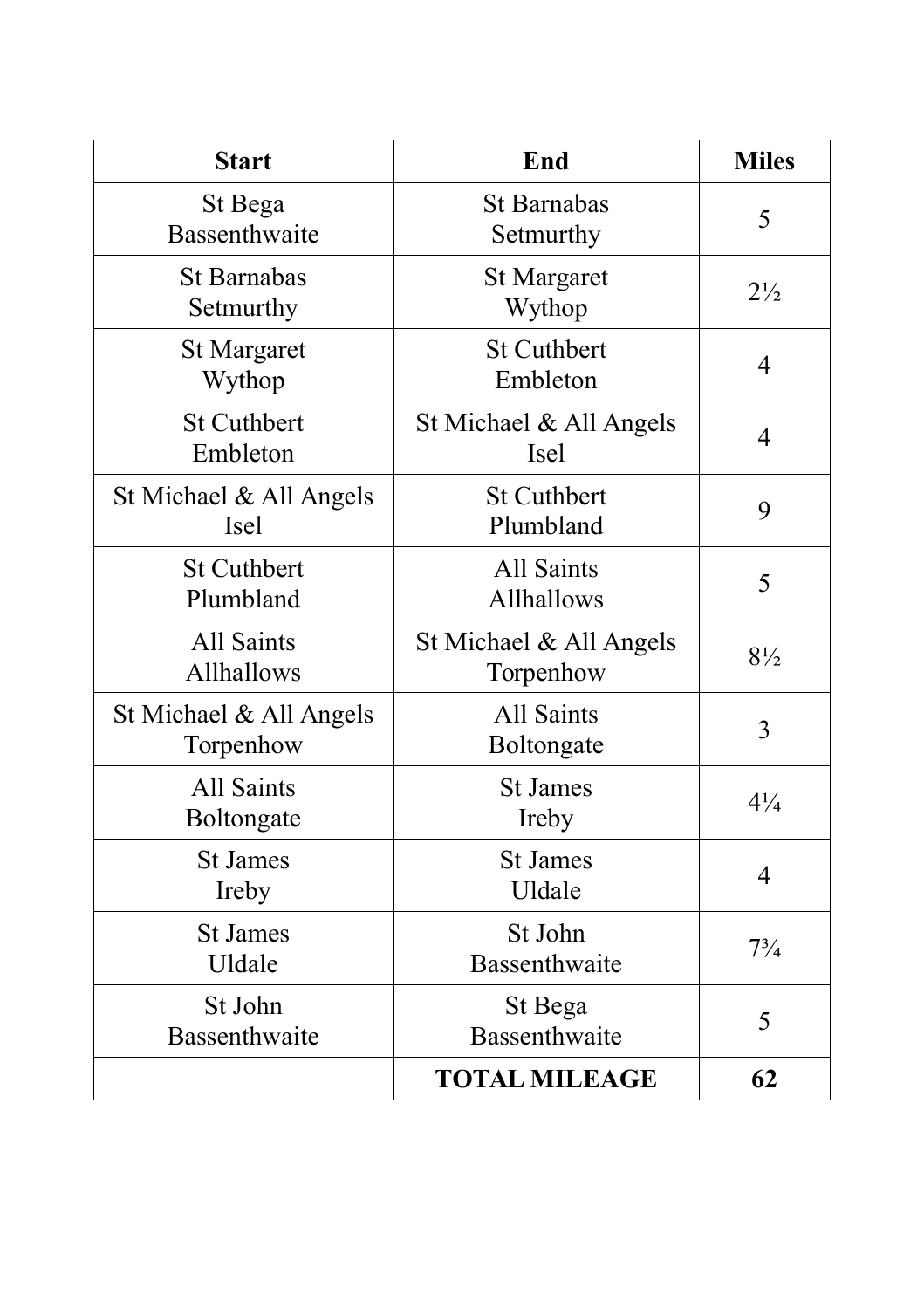| Start | End | Miles |
|---|---|---|
| St Bega Bassenthwaite | St Barnabas Setmurthy | 5 |
| St Barnabas Setmurthy | St Margaret Wythop | 2½ |
| St Margaret Wythop | St Cuthbert Embleton | 4 |
| St Cuthbert Embleton | St Michael & All Angels Isel | 4 |
| St Michael & All Angels Isel | St Cuthbert Plumbland | 9 |
| St Cuthbert Plumbland | All Saints Allhallows | 5 |
| All Saints Allhallows | St Michael & All Angels Torpenhow | 8½ |
| St Michael & All Angels Torpenhow | All Saints Boltongate | 3 |
| All Saints Boltongate | St James Ireby | 4¼ |
| St James Ireby | St James Uldale | 4 |
| St James Uldale | St John Bassenthwaite | 7¾ |
| St John Bassenthwaite | St Bega Bassenthwaite | 5 |
| | **TOTAL MILEAGE** | **62** |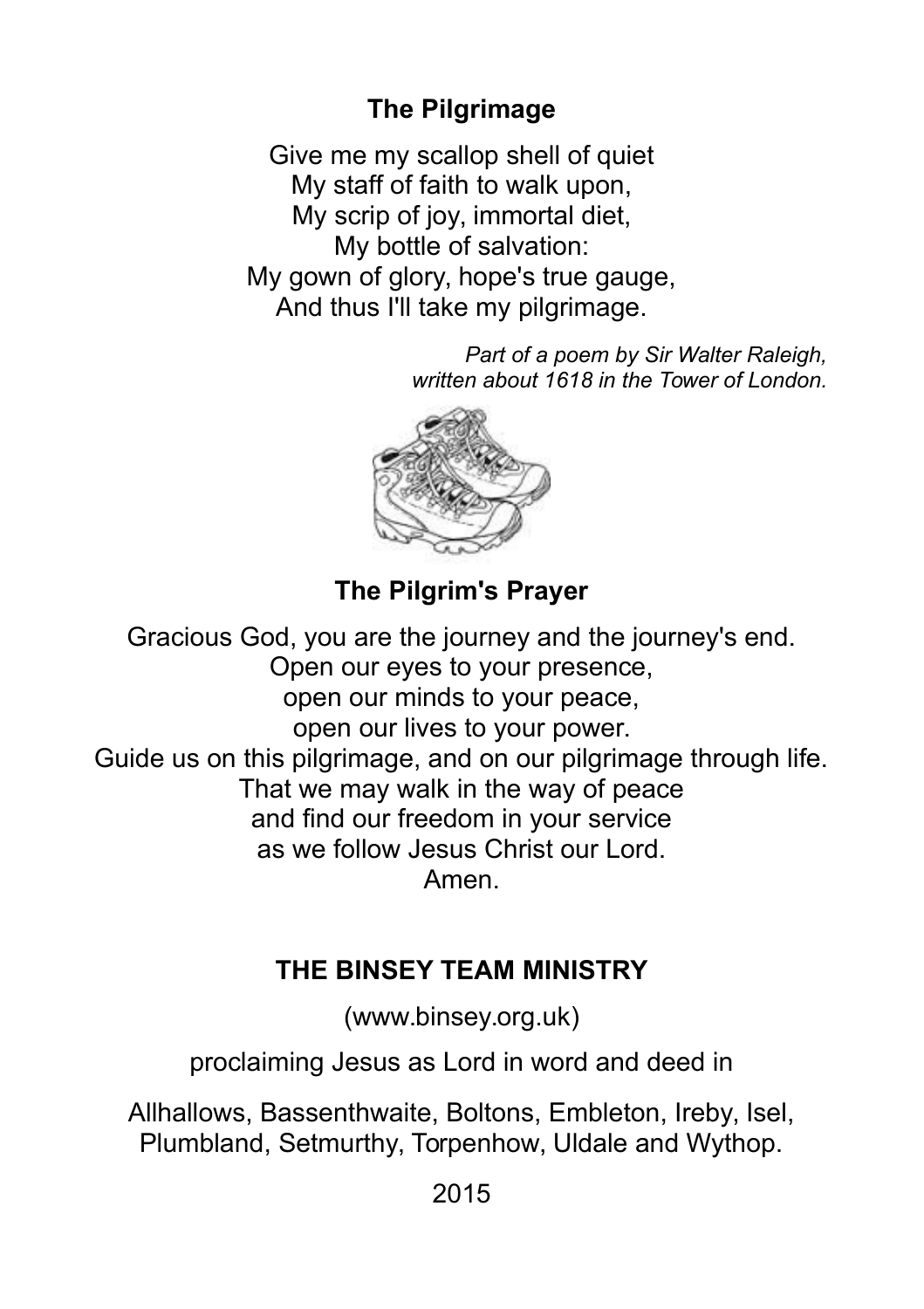## The Pilgrimage

Give me my scallop shell of quiet
My staff of faith to walk upon,
My scrip of joy, immortal diet,
My bottle of salvation:
My gown of glory, hope's true gauge,
And thus I'll take my pilgrimage.

*Part of a poem by Sir Walter Raleigh, written about 1618 in the Tower of London.*

## The Pilgrim's Prayer

Gracious God, you are the journey and the journey's end.
Open our eyes to your presence,
open our minds to your peace,
open our lives to your power.
Guide us on this pilgrimage, and on our pilgrimage through life.
That we may walk in the way of peace
and find our freedom in your service
as we follow Jesus Christ our Lord.
Amen.

## THE BINSEY TEAM MINISTRY

(www.binsey.org.uk)

proclaiming Jesus as Lord in word and deed in

Allhallows, Bassenthwaite, Boltons, Embleton, Ireby, Isel, Plumbland, Setmurthy, Torpenhow, Uldale and Wythop.

2015